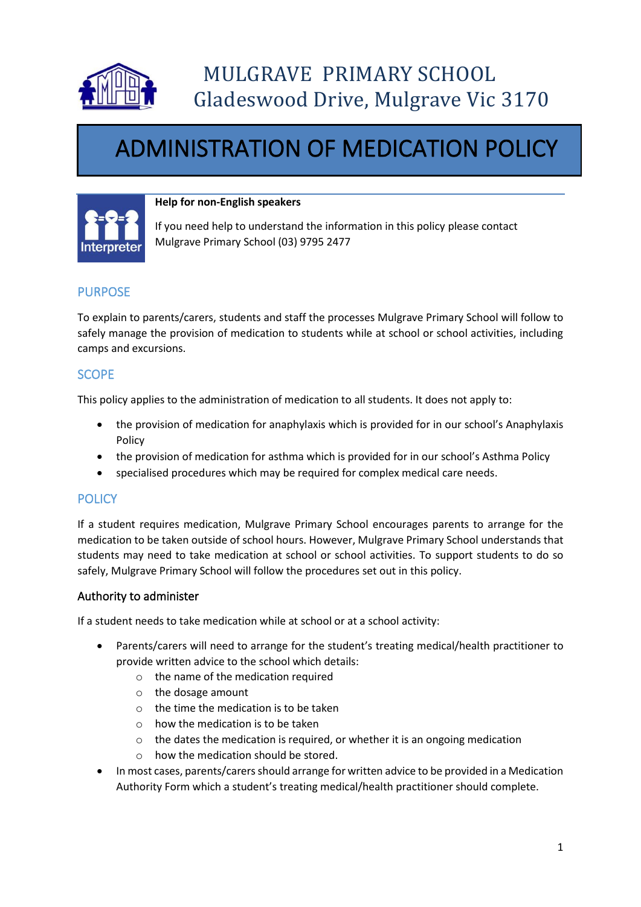MULGRAVE PRIMARY SCHOOL
Gladeswood Drive, Mulgrave Vic 3170

# ADMINISTRATION OF MEDICATION POLICY

**Help for non-English speakers**

If you need help to understand the information in this policy please contact Mulgrave Primary School (03) 9795 2477

## PURPOSE

To explain to parents/carers, students and staff the processes Mulgrave Primary School will follow to safely manage the provision of medication to students while at school or school activities, including camps and excursions.

## SCOPE

This policy applies to the administration of medication to all students. It does not apply to:

- the provision of medication for anaphylaxis which is provided for in our school's Anaphylaxis Policy
- the provision of medication for asthma which is provided for in our school's Asthma Policy
- specialised procedures which may be required for complex medical care needs.

## POLICY

If a student requires medication, Mulgrave Primary School encourages parents to arrange for the medication to be taken outside of school hours. However, Mulgrave Primary School understands that students may need to take medication at school or school activities. To support students to do so safely, Mulgrave Primary School will follow the procedures set out in this policy.

### Authority to administer

If a student needs to take medication while at school or at a school activity:

- Parents/carers will need to arrange for the student's treating medical/health practitioner to provide written advice to the school which details:
  - the name of the medication required
  - the dosage amount
  - the time the medication is to be taken
  - how the medication is to be taken
  - the dates the medication is required, or whether it is an ongoing medication
  - how the medication should be stored.
- In most cases, parents/carers should arrange for written advice to be provided in a Medication Authority Form which a student's treating medical/health practitioner should complete.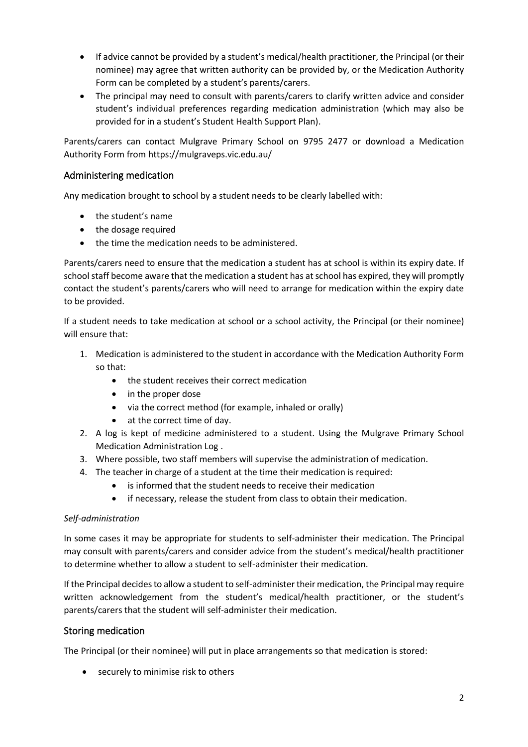- If advice cannot be provided by a student's medical/health practitioner, the Principal (or their nominee) may agree that written authority can be provided by, or the Medication Authority Form can be completed by a student's parents/carers.
- The principal may need to consult with parents/carers to clarify written advice and consider student's individual preferences regarding medication administration (which may also be provided for in a student's Student Health Support Plan).

Parents/carers can contact Mulgrave Primary School on 9795 2477 or download a Medication Authority Form from https://mulgraveps.vic.edu.au/

## Administering medication

Any medication brought to school by a student needs to be clearly labelled with:

- the student's name
- the dosage required
- the time the medication needs to be administered.

Parents/carers need to ensure that the medication a student has at school is within its expiry date. If school staff become aware that the medication a student has at school has expired, they will promptly contact the student's parents/carers who will need to arrange for medication within the expiry date to be provided.

If a student needs to take medication at school or a school activity, the Principal (or their nominee) will ensure that:

1. Medication is administered to the student in accordance with the Medication Authority Form so that:
   - the student receives their correct medication
   - in the proper dose
   - via the correct method (for example, inhaled or orally)
   - at the correct time of day.
2. A log is kept of medicine administered to a student. Using the Mulgrave Primary School Medication Administration Log .
3. Where possible, two staff members will supervise the administration of medication.
4. The teacher in charge of a student at the time their medication is required:
   - is informed that the student needs to receive their medication
   - if necessary, release the student from class to obtain their medication.

*Self-administration*

In some cases it may be appropriate for students to self-administer their medication. The Principal may consult with parents/carers and consider advice from the student's medical/health practitioner to determine whether to allow a student to self-administer their medication.

If the Principal decides to allow a student to self-administer their medication, the Principal may require written acknowledgement from the student's medical/health practitioner, or the student's parents/carers that the student will self-administer their medication.

## Storing medication

The Principal (or their nominee) will put in place arrangements so that medication is stored:

- securely to minimise risk to others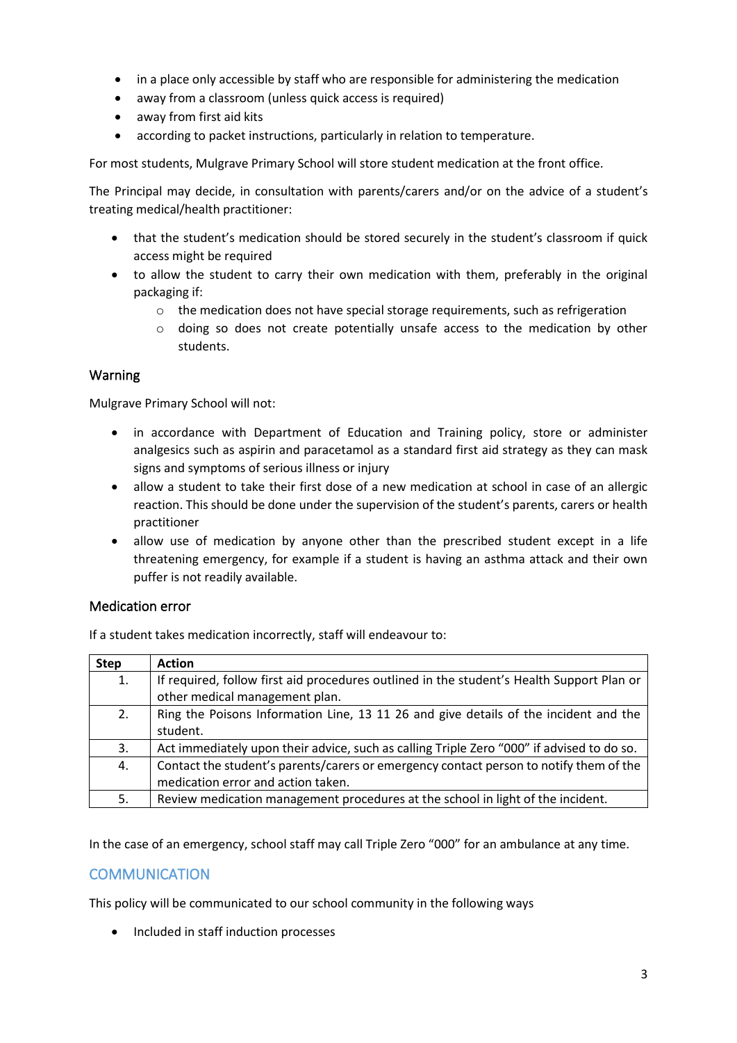- in a place only accessible by staff who are responsible for administering the medication
- away from a classroom (unless quick access is required)
- away from first aid kits
- according to packet instructions, particularly in relation to temperature.

For most students, Mulgrave Primary School will store student medication at the front office.

The Principal may decide, in consultation with parents/carers and/or on the advice of a student's treating medical/health practitioner:

- that the student's medication should be stored securely in the student's classroom if quick access might be required
- to allow the student to carry their own medication with them, preferably in the original packaging if:
    - the medication does not have special storage requirements, such as refrigeration
    - doing so does not create potentially unsafe access to the medication by other students.

### Warning

Mulgrave Primary School will not:

- in accordance with Department of Education and Training policy, store or administer analgesics such as aspirin and paracetamol as a standard first aid strategy as they can mask signs and symptoms of serious illness or injury
- allow a student to take their first dose of a new medication at school in case of an allergic reaction. This should be done under the supervision of the student's parents, carers or health practitioner
- allow use of medication by anyone other than the prescribed student except in a life threatening emergency, for example if a student is having an asthma attack and their own puffer is not readily available.

### Medication error

If a student takes medication incorrectly, staff will endeavour to:

| Step | Action |
|---|---|
| 1. | If required, follow first aid procedures outlined in the student's Health Support Plan or other medical management plan. |
| 2. | Ring the Poisons Information Line, 13 11 26 and give details of the incident and the student. |
| 3. | Act immediately upon their advice, such as calling Triple Zero "000" if advised to do so. |
| 4. | Contact the student's parents/carers or emergency contact person to notify them of the medication error and action taken. |
| 5. | Review medication management procedures at the school in light of the incident. |

In the case of an emergency, school staff may call Triple Zero "000" for an ambulance at any time.

## COMMUNICATION

This policy will be communicated to our school community in the following ways

- Included in staff induction processes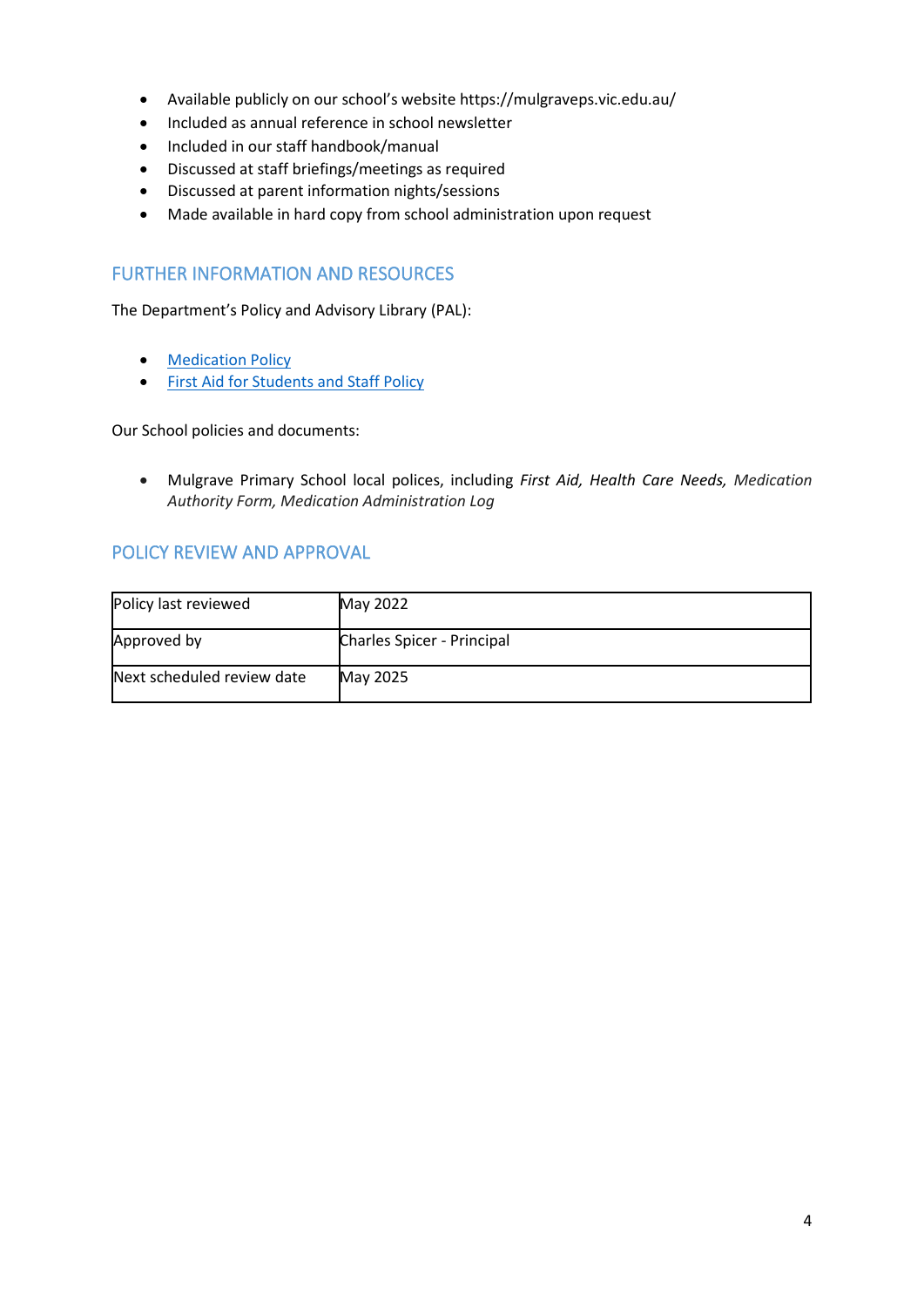- Available publicly on our school's website https://mulgraveps.vic.edu.au/
- Included as annual reference in school newsletter
- Included in our staff handbook/manual
- Discussed at staff briefings/meetings as required
- Discussed at parent information nights/sessions
- Made available in hard copy from school administration upon request

## FURTHER INFORMATION AND RESOURCES

The Department's Policy and Advisory Library (PAL):

- Medication Policy
- First Aid for Students and Staff Policy

Our School policies and documents:

- Mulgrave Primary School local polices, including *First Aid, Health Care Needs, Medication Authority Form, Medication Administration Log*

## POLICY REVIEW AND APPROVAL

| | |
|---|---|
| Policy last reviewed | May 2022 |
| Approved by | Charles Spicer - Principal |
| Next scheduled review date | May 2025 |